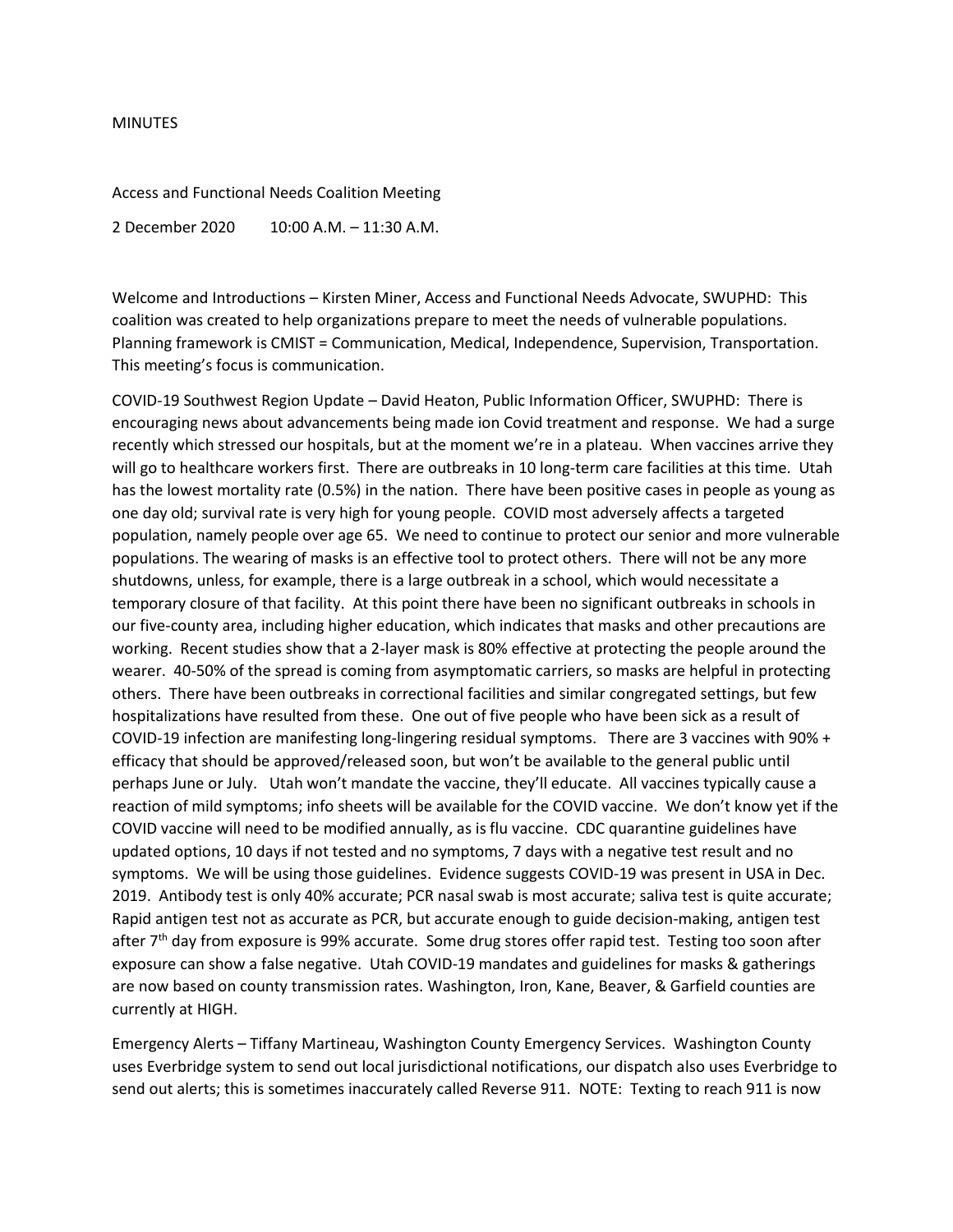MINUTES

Access and Functional Needs Coalition Meeting

2 December 2020 10:00 A.M. – 11:30 A.M.

Welcome and Introductions – Kirsten Miner, Access and Functional Needs Advocate, SWUPHD: This coalition was created to help organizations prepare to meet the needs of vulnerable populations. Planning framework is CMIST = Communication, Medical, Independence, Supervision, Transportation. This meeting's focus is communication.

COVID-19 Southwest Region Update – David Heaton, Public Information Officer, SWUPHD: There is encouraging news about advancements being made ion Covid treatment and response. We had a surge recently which stressed our hospitals, but at the moment we're in a plateau. When vaccines arrive they will go to healthcare workers first. There are outbreaks in 10 long-term care facilities at this time. Utah has the lowest mortality rate (0.5%) in the nation. There have been positive cases in people as young as one day old; survival rate is very high for young people. COVID most adversely affects a targeted population, namely people over age 65. We need to continue to protect our senior and more vulnerable populations. The wearing of masks is an effective tool to protect others. There will not be any more shutdowns, unless, for example, there is a large outbreak in a school, which would necessitate a temporary closure of that facility. At this point there have been no significant outbreaks in schools in our five-county area, including higher education, which indicates that masks and other precautions are working. Recent studies show that a 2-layer mask is 80% effective at protecting the people around the wearer. 40-50% of the spread is coming from asymptomatic carriers, so masks are helpful in protecting others. There have been outbreaks in correctional facilities and similar congregated settings, but few hospitalizations have resulted from these. One out of five people who have been sick as a result of COVID-19 infection are manifesting long-lingering residual symptoms. There are 3 vaccines with 90% + efficacy that should be approved/released soon, but won't be available to the general public until perhaps June or July. Utah won't mandate the vaccine, they'll educate. All vaccines typically cause a reaction of mild symptoms; info sheets will be available for the COVID vaccine. We don't know yet if the COVID vaccine will need to be modified annually, as is flu vaccine. CDC quarantine guidelines have updated options, 10 days if not tested and no symptoms, 7 days with a negative test result and no symptoms. We will be using those guidelines. Evidence suggests COVID-19 was present in USA in Dec. 2019. Antibody test is only 40% accurate; PCR nasal swab is most accurate; saliva test is quite accurate; Rapid antigen test not as accurate as PCR, but accurate enough to guide decision-making, antigen test after 7th day from exposure is 99% accurate. Some drug stores offer rapid test. Testing too soon after exposure can show a false negative. Utah COVID-19 mandates and guidelines for masks & gatherings are now based on county transmission rates. Washington, Iron, Kane, Beaver, & Garfield counties are currently at HIGH.

Emergency Alerts – Tiffany Martineau, Washington County Emergency Services. Washington County uses Everbridge system to send out local jurisdictional notifications, our dispatch also uses Everbridge to send out alerts; this is sometimes inaccurately called Reverse 911. NOTE: Texting to reach 911 is now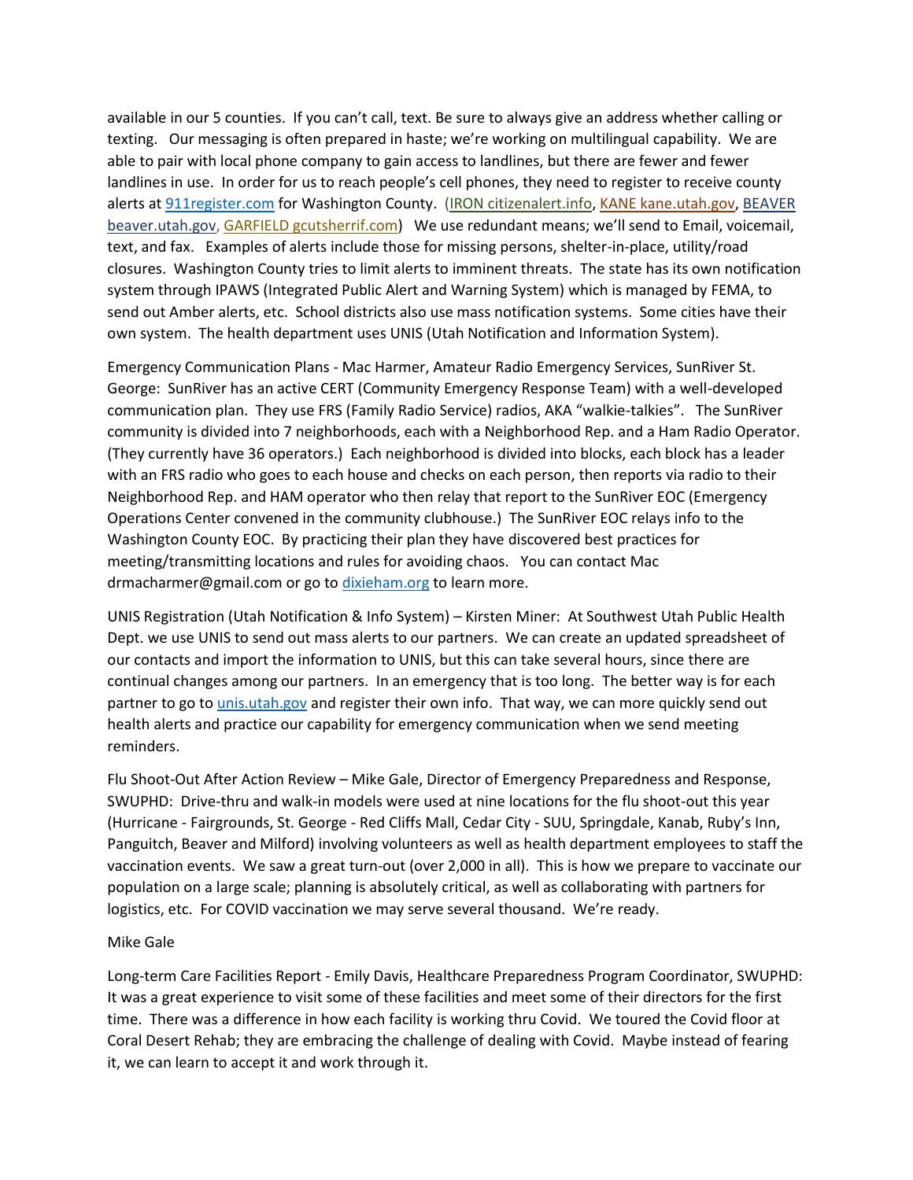available in our 5 counties. If you can't call, text. Be sure to always give an address whether calling or texting. Our messaging is often prepared in haste; we're working on multilingual capability. We are able to pair with local phone company to gain access to landlines, but there are fewer and fewer landlines in use. In order for us to reach people's cell phones, they need to register to receive county alerts at 911register.com for Washington County. (IRON citizenalert.info, KANE kane.utah.gov, BEAVER beaver.utah.gov, GARFIELD gcutsherrif.com) We use redundant means; we'll send to Email, voicemail, text, and fax. Examples of alerts include those for missing persons, shelter-in-place, utility/road closures. Washington County tries to limit alerts to imminent threats. The state has its own notification system through IPAWS (Integrated Public Alert and Warning System) which is managed by FEMA, to send out Amber alerts, etc. School districts also use mass notification systems. Some cities have their own system. The health department uses UNIS (Utah Notification and Information System).

Emergency Communication Plans - Mac Harmer, Amateur Radio Emergency Services, SunRiver St. George: SunRiver has an active CERT (Community Emergency Response Team) with a well-developed communication plan. They use FRS (Family Radio Service) radios, AKA "walkie-talkies". The SunRiver community is divided into 7 neighborhoods, each with a Neighborhood Rep. and a Ham Radio Operator. (They currently have 36 operators.) Each neighborhood is divided into blocks, each block has a leader with an FRS radio who goes to each house and checks on each person, then reports via radio to their Neighborhood Rep. and HAM operator who then relay that report to the SunRiver EOC (Emergency Operations Center convened in the community clubhouse.) The SunRiver EOC relays info to the Washington County EOC. By practicing their plan they have discovered best practices for meeting/transmitting locations and rules for avoiding chaos. You can contact Mac drmacharmer@gmail.com or go to dixieham.org to learn more.

UNIS Registration (Utah Notification & Info System) – Kirsten Miner: At Southwest Utah Public Health Dept. we use UNIS to send out mass alerts to our partners. We can create an updated spreadsheet of our contacts and import the information to UNIS, but this can take several hours, since there are continual changes among our partners. In an emergency that is too long. The better way is for each partner to go to unis.utah.gov and register their own info. That way, we can more quickly send out health alerts and practice our capability for emergency communication when we send meeting reminders.

Flu Shoot-Out After Action Review – Mike Gale, Director of Emergency Preparedness and Response, SWUPHD: Drive-thru and walk-in models were used at nine locations for the flu shoot-out this year (Hurricane - Fairgrounds, St. George - Red Cliffs Mall, Cedar City - SUU, Springdale, Kanab, Ruby's Inn, Panguitch, Beaver and Milford) involving volunteers as well as health department employees to staff the vaccination events. We saw a great turn-out (over 2,000 in all). This is how we prepare to vaccinate our population on a large scale; planning is absolutely critical, as well as collaborating with partners for logistics, etc. For COVID vaccination we may serve several thousand. We're ready.

Mike Gale

Long-term Care Facilities Report - Emily Davis, Healthcare Preparedness Program Coordinator, SWUPHD: It was a great experience to visit some of these facilities and meet some of their directors for the first time. There was a difference in how each facility is working thru Covid. We toured the Covid floor at Coral Desert Rehab; they are embracing the challenge of dealing with Covid. Maybe instead of fearing it, we can learn to accept it and work through it.